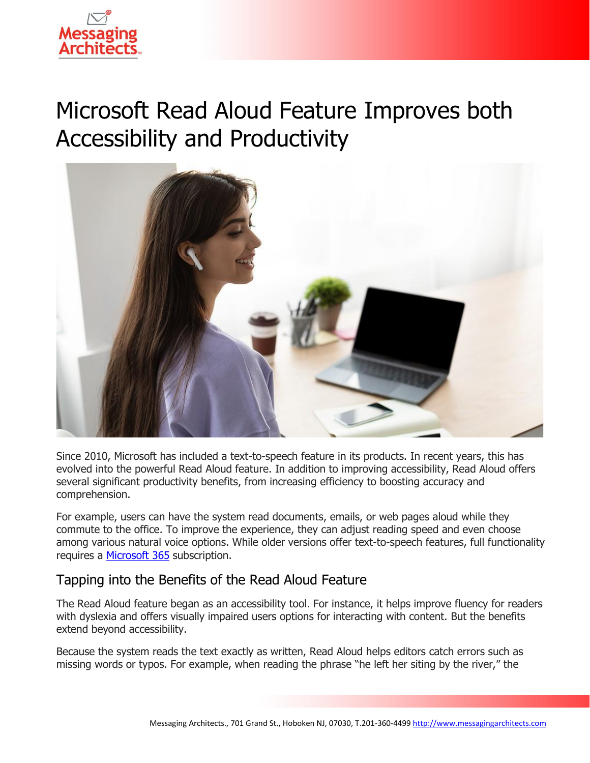# Microsoft Read Aloud Feature Improves both Accessibility and Productivity

Since 2010, Microsoft has included a text-to-speech feature in its products. In recent years, this has evolved into the powerful Read Aloud feature. In addition to improving accessibility, Read Aloud offers several significant productivity benefits, from increasing efficiency to boosting accuracy and comprehension.

For example, users can have the system read documents, emails, or web pages aloud while they commute to the office. To improve the experience, they can adjust reading speed and even choose among various natural voice options. While older versions offer text-to-speech features, full functionality requires a [Microsoft 365]() subscription.

## Tapping into the Benefits of the Read Aloud Feature

The Read Aloud feature began as an accessibility tool. For instance, it helps improve fluency for readers with dyslexia and offers visually impaired users options for interacting with content. But the benefits extend beyond accessibility.

Because the system reads the text exactly as written, Read Aloud helps editors catch errors such as missing words or typos. For example, when reading the phrase "he left her siting by the river," the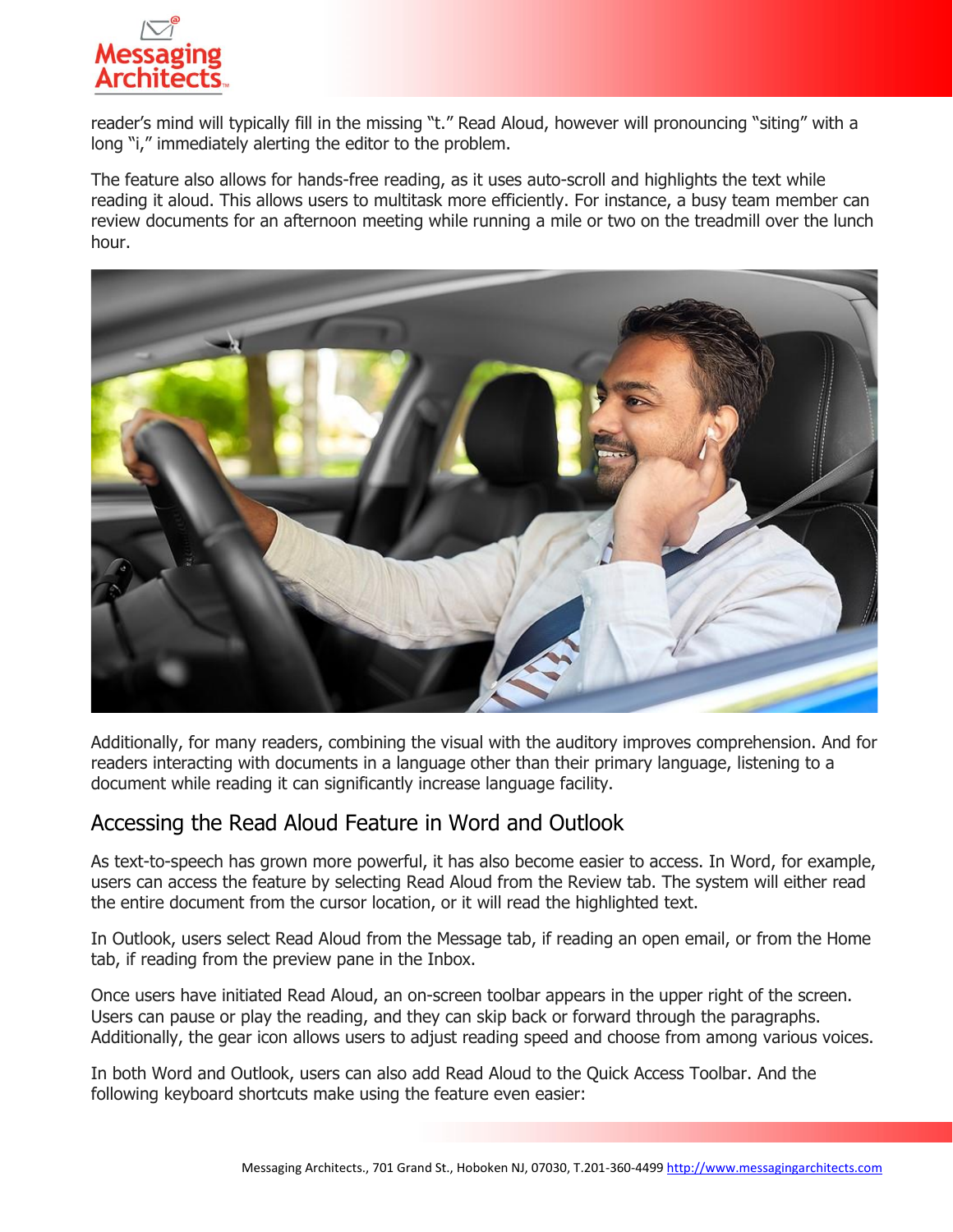reader's mind will typically fill in the missing "t." Read Aloud, however will pronouncing "siting" with a long "i," immediately alerting the editor to the problem.

The feature also allows for hands-free reading, as it uses auto-scroll and highlights the text while reading it aloud. This allows users to multitask more efficiently. For instance, a busy team member can review documents for an afternoon meeting while running a mile or two on the treadmill over the lunch hour.

Additionally, for many readers, combining the visual with the auditory improves comprehension. And for readers interacting with documents in a language other than their primary language, listening to a document while reading it can significantly increase language facility.

## Accessing the Read Aloud Feature in Word and Outlook

As text-to-speech has grown more powerful, it has also become easier to access. In Word, for example, users can access the feature by selecting Read Aloud from the Review tab. The system will either read the entire document from the cursor location, or it will read the highlighted text.

In Outlook, users select Read Aloud from the Message tab, if reading an open email, or from the Home tab, if reading from the preview pane in the Inbox.

Once users have initiated Read Aloud, an on-screen toolbar appears in the upper right of the screen. Users can pause or play the reading, and they can skip back or forward through the paragraphs. Additionally, the gear icon allows users to adjust reading speed and choose from among various voices.

In both Word and Outlook, users can also add Read Aloud to the Quick Access Toolbar. And the following keyboard shortcuts make using the feature even easier: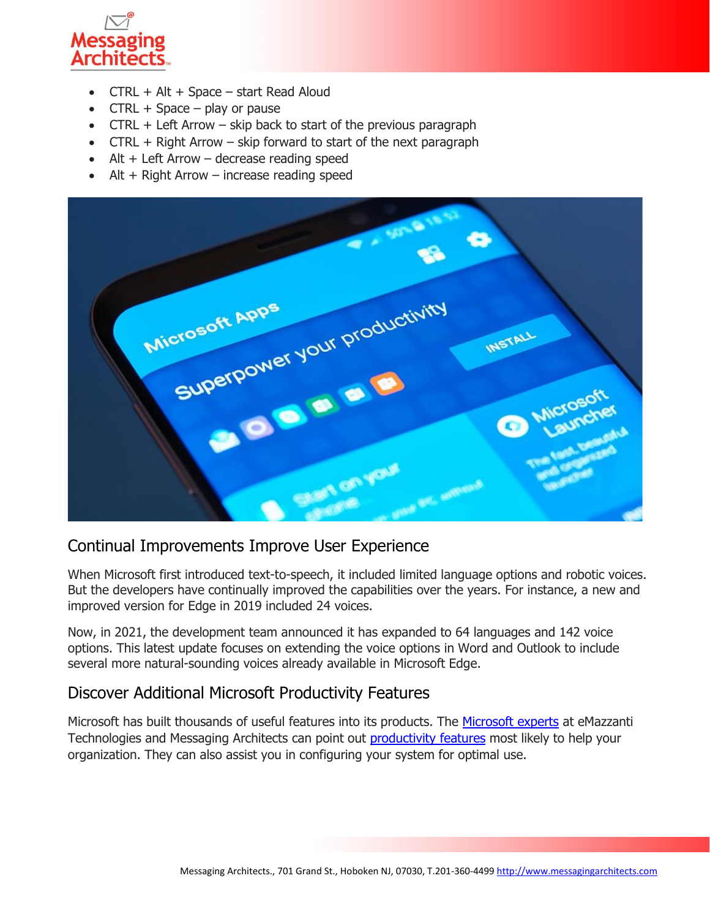- CTRL + Alt + Space – start Read Aloud
- CTRL + Space – play or pause
- CTRL + Left Arrow – skip back to start of the previous paragraph
- CTRL + Right Arrow – skip forward to start of the next paragraph
- Alt + Left Arrow – decrease reading speed
- Alt + Right Arrow – increase reading speed

## Continual Improvements Improve User Experience

When Microsoft first introduced text-to-speech, it included limited language options and robotic voices. But the developers have continually improved the capabilities over the years. For instance, a new and improved version for Edge in 2019 included 24 voices.

Now, in 2021, the development team announced it has expanded to 64 languages and 142 voice options. This latest update focuses on extending the voice options in Word and Outlook to include several more natural-sounding voices already available in Microsoft Edge.

## Discover Additional Microsoft Productivity Features

Microsoft has built thousands of useful features into its products. The Microsoft experts at eMazzanti Technologies and Messaging Architects can point out productivity features most likely to help your organization. They can also assist you in configuring your system for optimal use.